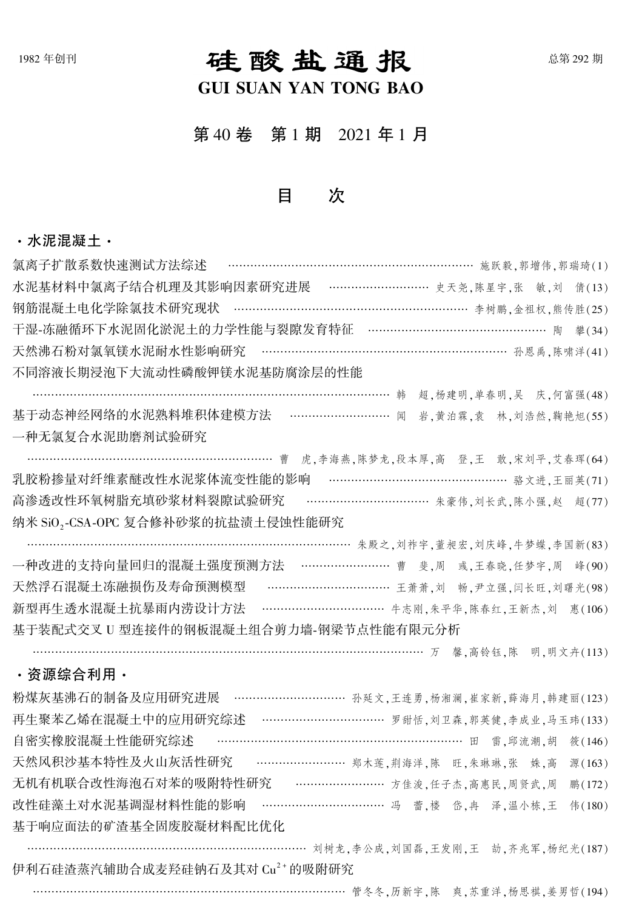1982 年创刊

# 硅 酸 盐 通 报

**GUI SUAN YAN TONG BAO**

总第 292 期

第 40 卷　第 1 期　2021 年 1 月

## 目　　次

### ·水泥混凝土·

氯离子扩散系数快速测试方法综述 …………………… 施跃毅,郭增伟,郭瑞琦(1)

水泥基材料中氯离子结合机理及其影响因素研究进展 …………………… 史天尧,陈星宇,张　敏,刘　倩(13)

钢筋混凝土电化学除氯技术研究现状 …………………… 李树鹏,金祖权,熊传胜(25)

干湿-冻融循环下水泥固化淤泥土的力学性能与裂隙发育特征 …………………… 陶　攀(34)

天然沸石粉对氯氧镁水泥耐水性影响研究 …………………… 孙恩禹,陈啸洋(41)

不同溶液长期浸泡下大流动性磷酸钾镁水泥基防腐涂层的性能 …………………… 韩　超,杨建明,单春明,吴　庆,何富强(48)

基于动态神经网络的水泥熟料堆积体建模方法 …………………… 闻　岩,黄泊霖,袁　林,刘浩然,鞠艳旭(55)

一种无氯复合水泥助磨剂试验研究 …………………… 曹　虎,李海燕,陈梦龙,段本厚,高　登,王　敢,宋刘平,艾春珲(64)

乳胶粉掺量对纤维素醚改性水泥浆体流变性能的影响 …………………… 骆文进,王丽英(71)

高渗透改性环氧树脂充填砂浆材料裂隙试验研究 …………………… 朱豪伟,刘长武,陈小强,赵　超(77)

纳米 $SiO_2$-CSA-OPC 复合修补砂浆的抗盐渍土侵蚀性能研究 …………………… 朱殿之,刘祚宇,董昶宏,刘庆峰,牛梦蝶,李国新(83)

一种改进的支持向量回归的混凝土强度预测方法 …………………… 曹　斐,周　彧,王春晓,任梦宇,周　峰(90)

天然浮石混凝土冻融损伤及寿命预测模型 …………………… 王萧萧,刘　畅,尹立强,闫长旺,刘曙光(98)

新型再生透水混凝土抗暴雨内涝设计方法 …………………… 牛志刚,朱平华,陈春红,王新杰,刘　惠(106)

基于装配式交叉 U 型连接件的钢板混凝土组合剪力墙-钢梁节点性能有限元分析 …………………… 万　馨,高铃钰,陈　明,明文卉(113)

### ·资源综合利用·

粉煤灰基沸石的制备及应用研究进展 …………………… 孙延文,王连勇,杨湘澜,崔家新,薛海月,韩建丽(123)

再生聚苯乙烯在混凝土中的应用研究综述 …………………… 罗甜恬,刘卫森,郭英健,李成业,马玉玮(133)

自密实橡胶混凝土性能研究综述 …………………… 田　雷,邱流潮,胡　筱(146)

天然风积沙基本特性及火山灰活性研究 …………………… 郑木莲,荆海洋,陈　旺,朱琳琳,张　姝,高　源(163)

无机有机联合改性海泡石对苯的吸附特性研究 …………………… 方佳浚,任子杰,高惠民,周贤武,周　鹏(172)

改性硅藻土对水泥基调湿材料性能的影响 …………………… 冯　蕾,楼　岱,冉　泽,温小栋,王　伟(180)

基于响应面法的矿渣基全固废胶凝材料配比优化 …………………… 刘树龙,李公成,刘国磊,王发刚,王　劼,齐兆军,杨纪光(187)

伊利石硅渣蒸汽辅助合成麦羟硅钠石及其对 $Cu^{2+}$ 的吸附研究 …………………… 管冬冬,历新宇,陈　爽,苏重洋,杨思祺,姜男哲(194)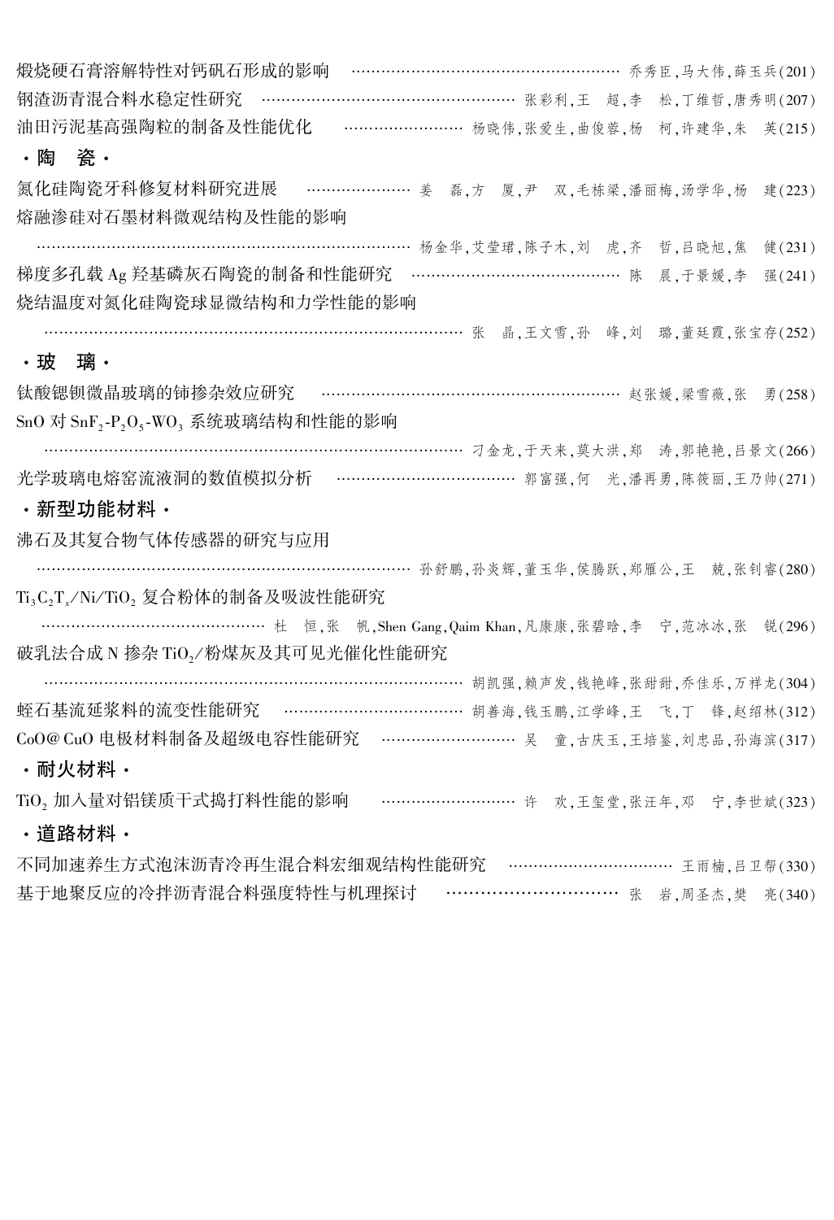煅烧硬石膏溶解特性对钙矾石形成的影响 …… 乔秀臣,马大伟,薛玉兵(201)

钢渣沥青混合料水稳定性研究 …… 张彩利,王　超,李　松,丁维哲,唐秀明(207)

油田污泥基高强陶粒的制备及性能优化 …… 杨晓伟,张爱生,曲俊蓉,杨　柯,许建华,朱　英(215)

## ·陶　瓷·

氮化硅陶瓷牙科修复材料研究进展 …… 姜　磊,方　厦,尹　双,毛栋梁,潘丽梅,汤学华,杨　建(223)

熔融渗硅对石墨材料微观结构及性能的影响 …… 杨金华,艾莹珺,陈子木,刘　虎,齐　哲,吕晓旭,焦　健(231)

梯度多孔载Ag羟基磷灰石陶瓷的制备和性能研究 …… 陈　晨,于景媛,李　强(241)

烧结温度对氮化硅陶瓷球显微结构和力学性能的影响 …… 张　晶,王文雪,孙　峰,刘　璐,董廷霞,张宝存(252)

## ·玻　璃·

钛酸锶钡微晶玻璃的铈掺杂效应研究 …… 赵张媛,梁雪薇,张　勇(258)

SnO对$SnF_2$-$P_2O_5$-$WO_3$系统玻璃结构和性能的影响 …… 刁金龙,于天来,莫大洪,郑　涛,郭艳艳,吕景文(266)

光学玻璃电熔窑流液洞的数值模拟分析 …… 郭富强,何　光,潘再勇,陈筱丽,王乃帅(271)

## ·新型功能材料·

沸石及其复合物气体传感器的研究与应用 …… 孙舒鹏,孙炎辉,董玉华,侯腾跃,郑雁公,王　兢,张钊睿(280)

$Ti_3C_2T_x$/Ni/$TiO_2$复合粉体的制备及吸波性能研究 …… 杜　恒,张　帆,Shen Gang,Qaim Khan,凡康康,张碧晗,李　宁,范冰冰,张　锐(296)

破乳法合成N掺杂$TiO_2$/粉煤灰及其可见光催化性能研究 …… 胡凯强,赖声发,钱艳峰,张甜甜,乔佳乐,万祥龙(304)

蛭石基流延浆料的流变性能研究 …… 胡善海,钱玉鹏,江学峰,王　飞,丁　锋,赵绍林(312)

CoO@CuO电极材料制备及超级电容性能研究 …… 吴　童,古庆玉,王培鉴,刘忠品,孙海滨(317)

## ·耐火材料·

$TiO_2$加入量对铝镁质干式捣打料性能的影响 …… 许　欢,王玺堂,张汪年,邓　宁,李世斌(323)

## ·道路材料·

不同加速养生方式泡沫沥青冷再生混合料宏细观结构性能研究 …… 王雨楠,吕卫帮(330)

基于地聚反应的冷拌沥青混合料强度特性与机理探讨 …… 张　岩,周圣杰,樊　亮(340)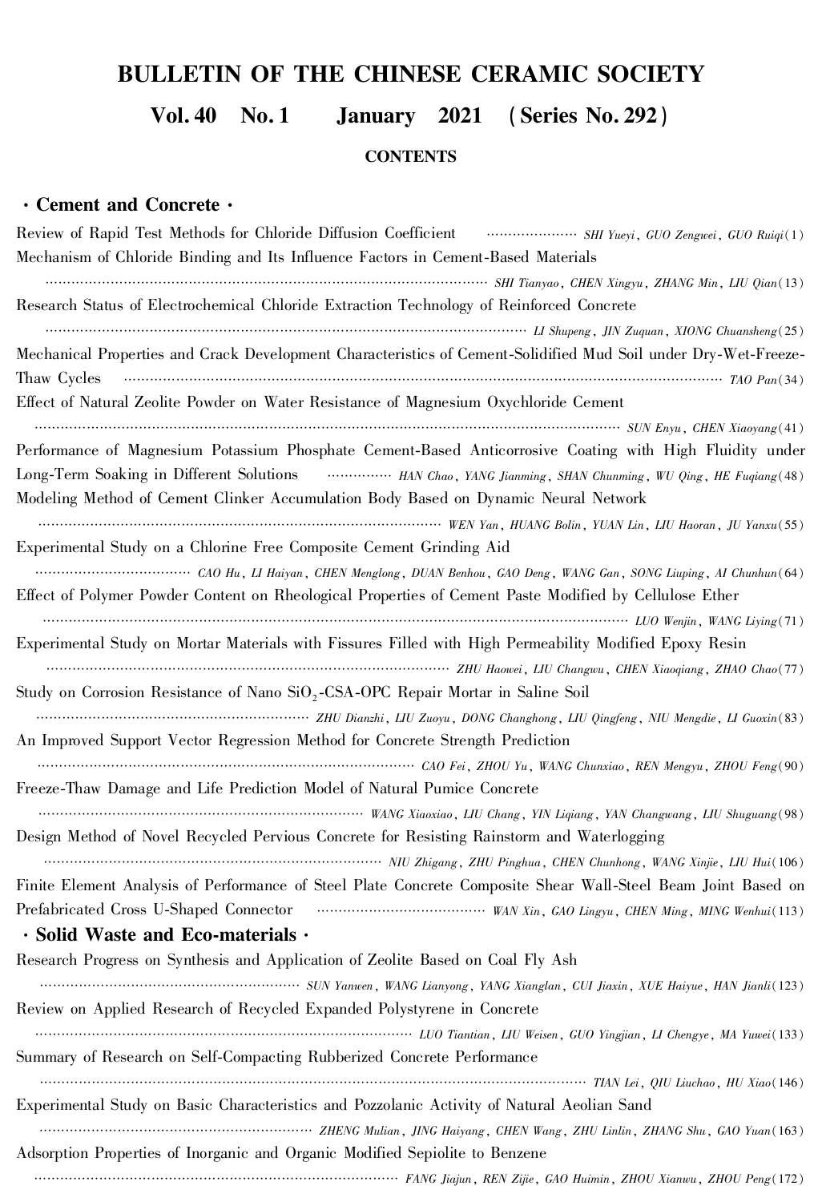# BULLETIN OF THE CHINESE CERAMIC SOCIETY

## Vol. 40 No. 1 January 2021 (Series No. 292)

### CONTENTS

### · Cement and Concrete ·

Review of Rapid Test Methods for Chloride Diffusion Coefficient ...................... *SHI Yueyi, GUO Zengwei, GUO Ruiqi*(1)

Mechanism of Chloride Binding and Its Influence Factors in Cement-Based Materials ...................... *SHI Tianyao, CHEN Xingyu, ZHANG Min, LIU Qian*(13)

Research Status of Electrochemical Chloride Extraction Technology of Reinforced Concrete ...................... *LI Shupeng, JIN Zuquan, XIONG Chuansheng*(25)

Mechanical Properties and Crack Development Characteristics of Cement-Solidified Mud Soil under Dry-Wet-Freeze-Thaw Cycles ...................... *TAO Pan*(34)

Effect of Natural Zeolite Powder on Water Resistance of Magnesium Oxychloride Cement ...................... *SUN Enyu, CHEN Xiaoyang*(41)

Performance of Magnesium Potassium Phosphate Cement-Based Anticorrosive Coating with High Fluidity under Long-Term Soaking in Different Solutions ...................... *HAN Chao, YANG Jianming, SHAN Chunming, WU Qing, HE Fuqiang*(48)

Modeling Method of Cement Clinker Accumulation Body Based on Dynamic Neural Network ...................... *WEN Yan, HUANG Bolin, YUAN Lin, LIU Haoran, JU Yanxu*(55)

Experimental Study on a Chlorine Free Composite Cement Grinding Aid ...................... *CAO Hu, LI Haiyan, CHEN Menglong, DUAN Benhou, GAO Deng, WANG Gan, SONG Liuping, AI Chunhun*(64)

Effect of Polymer Powder Content on Rheological Properties of Cement Paste Modified by Cellulose Ether ...................... *LUO Wenjin, WANG Liying*(71)

Experimental Study on Mortar Materials with Fissures Filled with High Permeability Modified Epoxy Resin ...................... *ZHU Haowei, LIU Changwu, CHEN Xiaoqiang, ZHAO Chao*(77)

Study on Corrosion Resistance of Nano $SiO_2$-CSA-OPC Repair Mortar in Saline Soil ...................... *ZHU Dianzhi, LIU Zuoyu, DONG Changhong, LIU Qingfeng, NIU Mengdie, LI Guoxin*(83)

An Improved Support Vector Regression Method for Concrete Strength Prediction ...................... *CAO Fei, ZHOU Yu, WANG Chunxiao, REN Mengyu, ZHOU Feng*(90)

Freeze-Thaw Damage and Life Prediction Model of Natural Pumice Concrete ...................... *WANG Xiaoxiao, LIU Chang, YIN Liqiang, YAN Changwang, LIU Shuguang*(98)

Design Method of Novel Recycled Pervious Concrete for Resisting Rainstorm and Waterlogging ...................... *NIU Zhigang, ZHU Pinghua, CHEN Chunhong, WANG Xinjie, LIU Hui*(106)

Finite Element Analysis of Performance of Steel Plate Concrete Composite Shear Wall-Steel Beam Joint Based on Prefabricated Cross U-Shaped Connector ...................... *WAN Xin, GAO Lingyu, CHEN Ming, MING Wenhui*(113)

### · Solid Waste and Eco-materials ·

Research Progress on Synthesis and Application of Zeolite Based on Coal Fly Ash ...................... *SUN Yanwen, WANG Lianyong, YANG Xianglan, CUI Jiaxin, XUE Haiyue, HAN Jianli*(123)

Review on Applied Research of Recycled Expanded Polystyrene in Concrete ...................... *LUO Tiantian, LIU Weisen, GUO Yingjian, LI Chengye, MA Yuwei*(133)

Summary of Research on Self-Compacting Rubberized Concrete Performance ...................... *TIAN Lei, QIU Liuchao, HU Xiao*(146)

Experimental Study on Basic Characteristics and Pozzolanic Activity of Natural Aeolian Sand ...................... *ZHENG Mulian, JING Haiyang, CHEN Wang, ZHU Linlin, ZHANG Shu, GAO Yuan*(163)

Adsorption Properties of Inorganic and Organic Modified Sepiolite to Benzene ...................... *FANG Jiajun, REN Zijie, GAO Huimin, ZHOU Xianwu, ZHOU Peng*(172)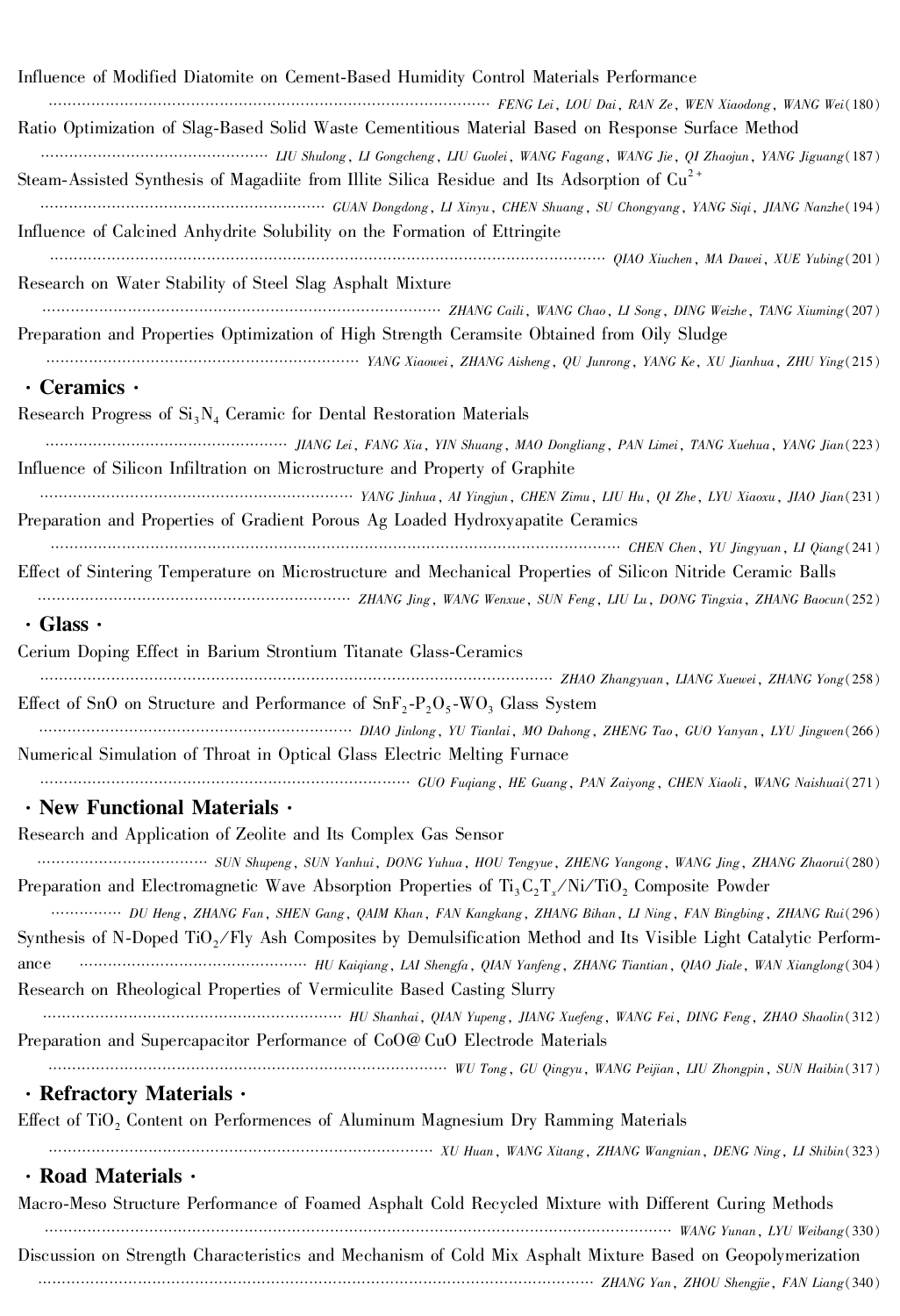Influence of Modified Diatomite on Cement-Based Humidity Control Materials Performance
…… *FENG Lei, LOU Dai, RAN Ze, WEN Xiaodong, WANG Wei* (180)

Ratio Optimization of Slag-Based Solid Waste Cementitious Material Based on Response Surface Method
…… *LIU Shulong, LI Gongcheng, LIU Guolei, WANG Fagang, WANG Jie, QI Zhaojun, YANG Jiguang* (187)

Steam-Assisted Synthesis of Magadiite from Illite Silica Residue and Its Adsorption of $Cu^{2+}$
…… *GUAN Dongdong, LI Xinyu, CHEN Shuang, SU Chongyang, YANG Siqi, JIANG Nanzhe* (194)

Influence of Calcined Anhydrite Solubility on the Formation of Ettringite
…… *QIAO Xiuchen, MA Dawei, XUE Yubing* (201)

Research on Water Stability of Steel Slag Asphalt Mixture
…… *ZHANG Caili, WANG Chao, LI Song, DING Weizhe, TANG Xiuming* (207)

Preparation and Properties Optimization of High Strength Ceramsite Obtained from Oily Sludge
…… *YANG Xiaowei, ZHANG Aisheng, QU Junrong, YANG Ke, XU Jianhua, ZHU Ying* (215)

## · Ceramics ·

Research Progress of $Si_3N_4$ Ceramic for Dental Restoration Materials
…… *JIANG Lei, FANG Xia, YIN Shuang, MAO Dongliang, PAN Limei, TANG Xuehua, YANG Jian* (223)

Influence of Silicon Infiltration on Microstructure and Property of Graphite
…… *YANG Jinhua, AI Yingjun, CHEN Zimu, LIU Hu, QI Zhe, LYU Xiaoxu, JIAO Jian* (231)

Preparation and Properties of Gradient Porous Ag Loaded Hydroxyapatite Ceramics
…… *CHEN Chen, YU Jingyuan, LI Qiang* (241)

Effect of Sintering Temperature on Microstructure and Mechanical Properties of Silicon Nitride Ceramic Balls
…… *ZHANG Jing, WANG Wenxue, SUN Feng, LIU Lu, DONG Tingxia, ZHANG Baocun* (252)

## · Glass ·

Cerium Doping Effect in Barium Strontium Titanate Glass-Ceramics
…… *ZHAO Zhangyuan, LIANG Xuewei, ZHANG Yong* (258)

Effect of SnO on Structure and Performance of $SnF_2$-$P_2O_5$-$WO_3$ Glass System
…… *DIAO Jinlong, YU Tianlai, MO Dahong, ZHENG Tao, GUO Yanyan, LYU Jingwen* (266)

Numerical Simulation of Throat in Optical Glass Electric Melting Furnace
…… *GUO Fuqiang, HE Guang, PAN Zaiyong, CHEN Xiaoli, WANG Naishuai* (271)

## · New Functional Materials ·

Research and Application of Zeolite and Its Complex Gas Sensor
…… *SUN Shupeng, SUN Yanhui, DONG Yuhua, HOU Tengyue, ZHENG Yangong, WANG Jing, ZHANG Zhaorui* (280)

Preparation and Electromagnetic Wave Absorption Properties of $Ti_3C_2T_x$/Ni/$TiO_2$ Composite Powder
…… *DU Heng, ZHANG Fan, SHEN Gang, QAIM Khan, FAN Kangkang, ZHANG Bihan, LI Ning, FAN Bingbing, ZHANG Rui* (296)

Synthesis of N-Doped $TiO_2$/Fly Ash Composites by Demulsification Method and Its Visible Light Catalytic Performance
…… *HU Kaiqiang, LAI Shengfa, QIAN Yanfeng, ZHANG Tiantian, QIAO Jiale, WAN Xianglong* (304)

Research on Rheological Properties of Vermiculite Based Casting Slurry
…… *HU Shanhai, QIAN Yupeng, JIANG Xuefeng, WANG Fei, DING Feng, ZHAO Shaolin* (312)

Preparation and Supercapacitor Performance of CoO@CuO Electrode Materials
…… *WU Tong, GU Qingyu, WANG Peijian, LIU Zhongpin, SUN Haibin* (317)

## · Refractory Materials ·

Effect of $TiO_2$ Content on Performences of Aluminum Magnesium Dry Ramming Materials
…… *XU Huan, WANG Xitang, ZHANG Wangnian, DENG Ning, LI Shibin* (323)

## · Road Materials ·

Macro-Meso Structure Performance of Foamed Asphalt Cold Recycled Mixture with Different Curing Methods
…… *WANG Yunan, LYU Weibang* (330)

Discussion on Strength Characteristics and Mechanism of Cold Mix Asphalt Mixture Based on Geopolymerization
…… *ZHANG Yan, ZHOU Shengjie, FAN Liang* (340)